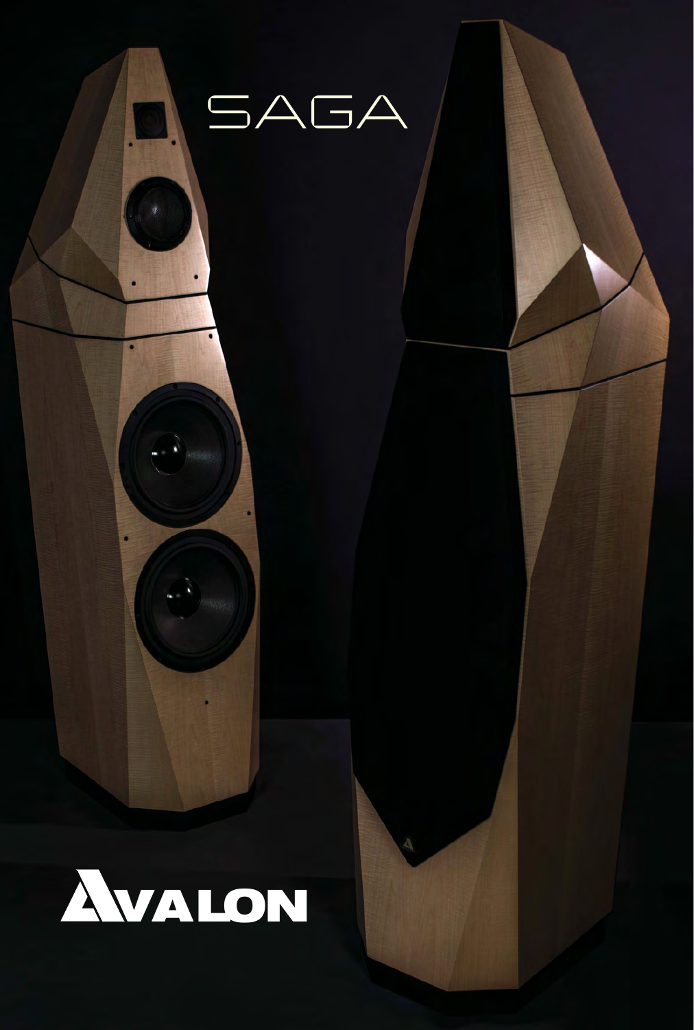# SAGA

AVALON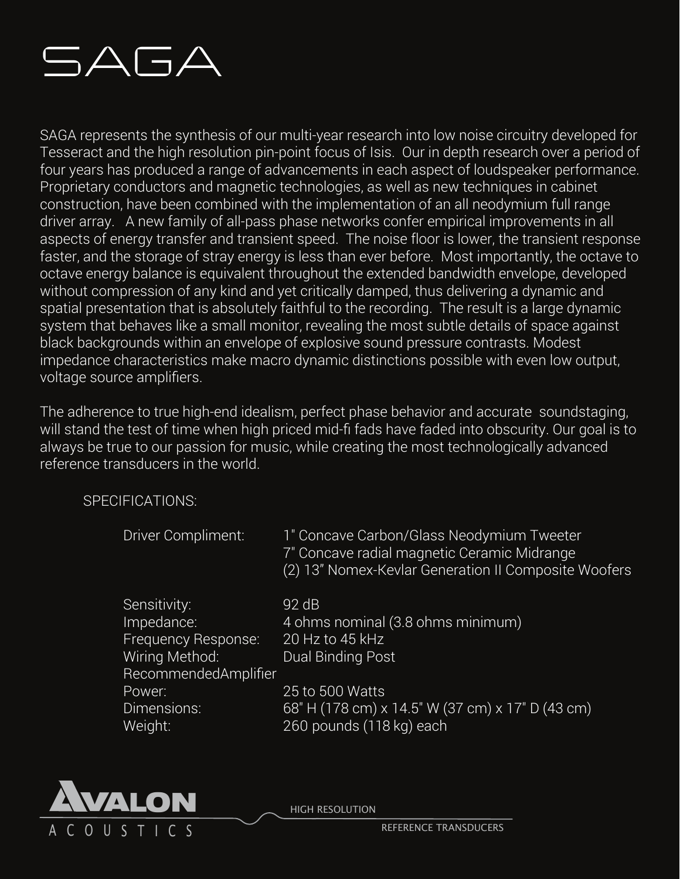# SAGA

SAGA represents the synthesis of our multi-year research into low noise circuitry developed for Tesseract and the high resolution pin-point focus of Isis. Our in depth research over a period of four years has produced a range of advancements in each aspect of loudspeaker performance. Proprietary conductors and magnetic technologies, as well as new techniques in cabinet construction, have been combined with the implementation of an all neodymium full range driver array. A new family of all-pass phase networks confer empirical improvements in all aspects of energy transfer and transient speed. The noise floor is lower, the transient response faster, and the storage of stray energy is less than ever before. Most importantly, the octave to octave energy balance is equivalent throughout the extended bandwidth envelope, developed without compression of any kind and yet critically damped, thus delivering a dynamic and spatial presentation that is absolutely faithful to the recording. The result is a large dynamic system that behaves like a small monitor, revealing the most subtle details of space against black backgrounds within an envelope of explosive sound pressure contrasts. Modest impedance characteristics make macro dynamic distinctions possible with even low output, voltage source amplifiers.

The adherence to true high-end idealism, perfect phase behavior and accurate soundstaging, will stand the test of time when high priced mid-fi fads have faded into obscurity. Our goal is to always be true to our passion for music, while creating the most technologically advanced reference transducers in the world.

SPECIFICATIONS:

| | |
|---|---|
| Driver Compliment: | 1" Concave Carbon/Glass Neodymium Tweeter<br>7" Concave radial magnetic Ceramic Midrange<br>(2) 13" Nomex-Kevlar Generation II Composite Woofers |
| Sensitivity: | 92 dB |
| Impedance: | 4 ohms nominal (3.8 ohms minimum) |
| Frequency Response: | 20 Hz to 45 kHz |
| Wiring Method: | Dual Binding Post |
| RecommendedAmplifier Power: | 25 to 500 Watts |
| Dimensions: | 68" H (178 cm) x 14.5" W (37 cm) x 17" D (43 cm) |
| Weight: | 260 pounds (118 kg) each |

AVALON ACOUSTICS

HIGH RESOLUTION REFERENCE TRANSDUCERS